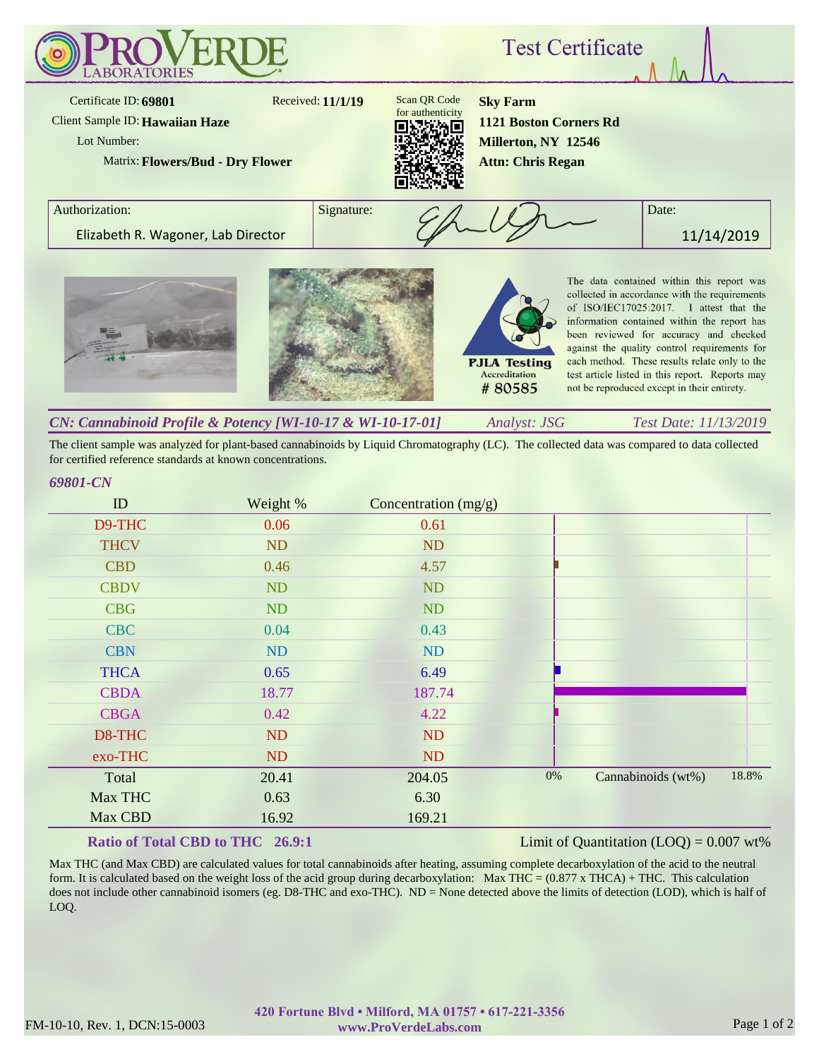# ProVerde Laboratories

## Test Certificate

Certificate ID: **69801**
Received: **11/1/19**
Client Sample ID: **Hawaiian Haze**
Lot Number:
Matrix: **Flowers/Bud - Dry Flower**

Scan QR Code for authenticity

**Sky Farm**
**1121 Boston Corners Rd**
**Millerton, NY 12546**
**Attn: Chris Regan**

| Authorization: | Signature: | Date: |
|---|---|---|
| Elizabeth R. Wagoner, Lab Director | | 11/14/2019 |

PJLA Testing Accreditation # 80585

The data contained within this report was collected in accordance with the requirements of ISO/IEC17025:2017. I attest that the information contained within the report has been reviewed for accuracy and checked against the quality control requirements for each method. These results relate only to the test article listed in this report. Reports may not be reproduced except in their entirety.

### *CN: Cannabinoid Profile & Potency [WI-10-17 & WI-10-17-01]*

*Analyst: JSG* — *Test Date: 11/13/2019*

The client sample was analyzed for plant-based cannabinoids by Liquid Chromatography (LC). The collected data was compared to data collected for certified reference standards at known concentrations.

*69801-CN*

| ID | Weight % | Concentration (mg/g) |
|---|---|---|
| D9-THC | 0.06 | 0.61 |
| THCV | ND | ND |
| CBD | 0.46 | 4.57 |
| CBDV | ND | ND |
| CBG | ND | ND |
| CBC | 0.04 | 0.43 |
| CBN | ND | ND |
| THCA | 0.65 | 6.49 |
| CBDA | 18.77 | 187.74 |
| CBGA | 0.42 | 4.22 |
| D8-THC | ND | ND |
| exo-THC | ND | ND |
| Total | 20.41 | 204.05 |
| Max THC | 0.63 | 6.30 |
| Max CBD | 16.92 | 169.21 |

Cannabinoids (wt%): 0% – 18.8%

**Ratio of Total CBD to THC 26.9:1**

Limit of Quantitation (LOQ) = 0.007 wt%

Max THC (and Max CBD) are calculated values for total cannabinoids after heating, assuming complete decarboxylation of the acid to the neutral form. It is calculated based on the weight loss of the acid group during decarboxylation: Max THC = (0.877 x THCA) + THC. This calculation does not include other cannabinoid isomers (eg. D8-THC and exo-THC). ND = None detected above the limits of detection (LOD), which is half of LOQ.

420 Fortune Blvd • Milford, MA 01757 • 617-221-3356
www.ProVerdeLabs.com

FM-10-10, Rev. 1, DCN:15-0003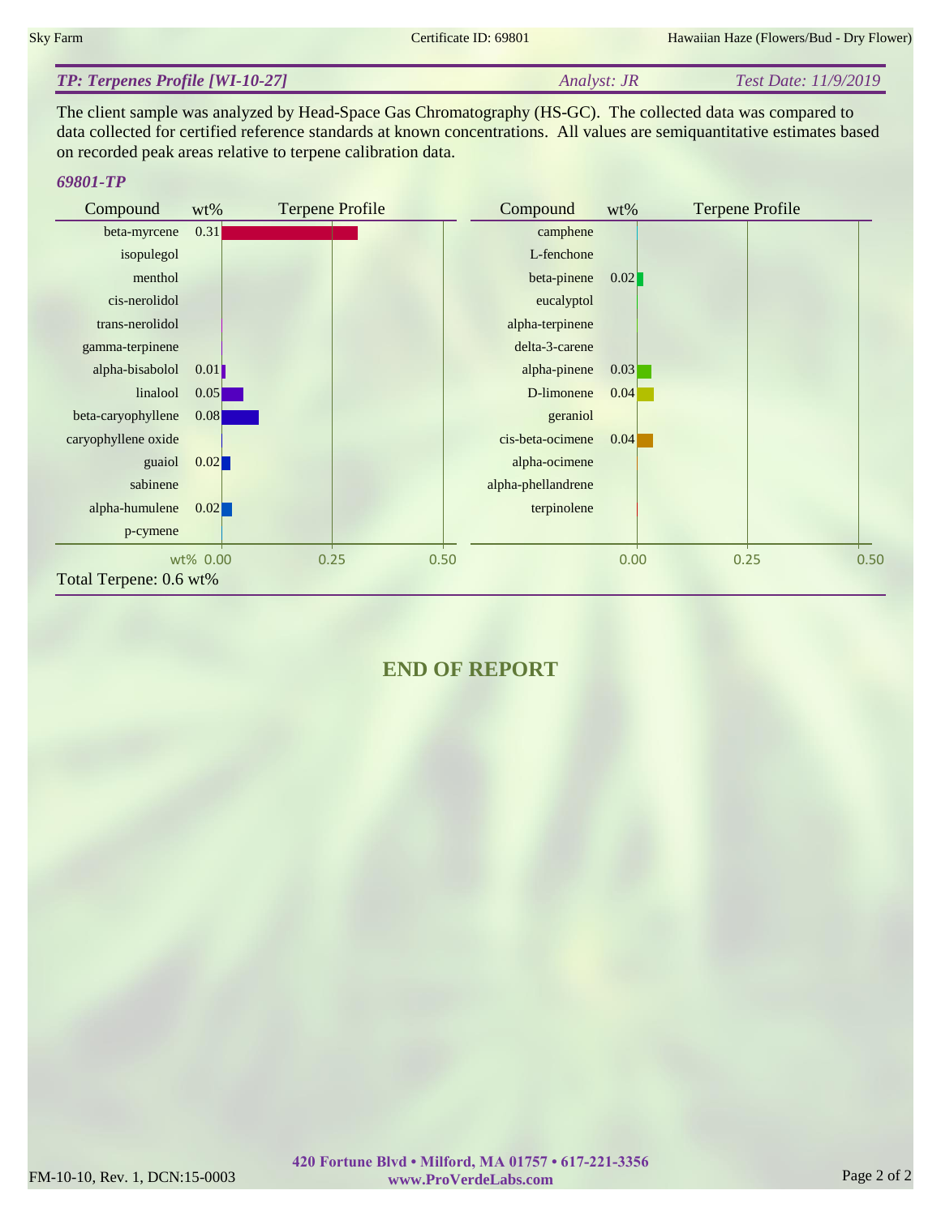*TP: Terpenes Profile [WI-10-27]* *Analyst: JR* *Test Date: 11/9/2019*

The client sample was analyzed by Head-Space Gas Chromatography (HS-GC). The collected data was compared to data collected for certified reference standards at known concentrations. All values are semiquantitative estimates based on recorded peak areas relative to terpene calibration data.

### *69801-TP*

Compound wt% Terpene Profile

beta-myrcene 0.31
isopulegol
menthol
cis-nerolidol
trans-nerolidol
gamma-terpinene
alpha-bisabolol 0.01
linalool 0.05
beta-caryophyllene 0.08
caryophyllene oxide
guaiol 0.02
sabinene
alpha-humulene 0.02
p-cymene

wt% 0.00 0.25 0.50

Compound wt% Terpene Profile

camphene
L-fenchone
beta-pinene 0.02
eucalyptol
alpha-terpinene
delta-3-carene
alpha-pinene 0.03
D-limonene 0.04
geraniol
cis-beta-ocimene 0.04
alpha-ocimene
alpha-phellandrene
terpinolene

0.00 0.25 0.50

Total Terpene: 0.6 wt%

## END OF REPORT